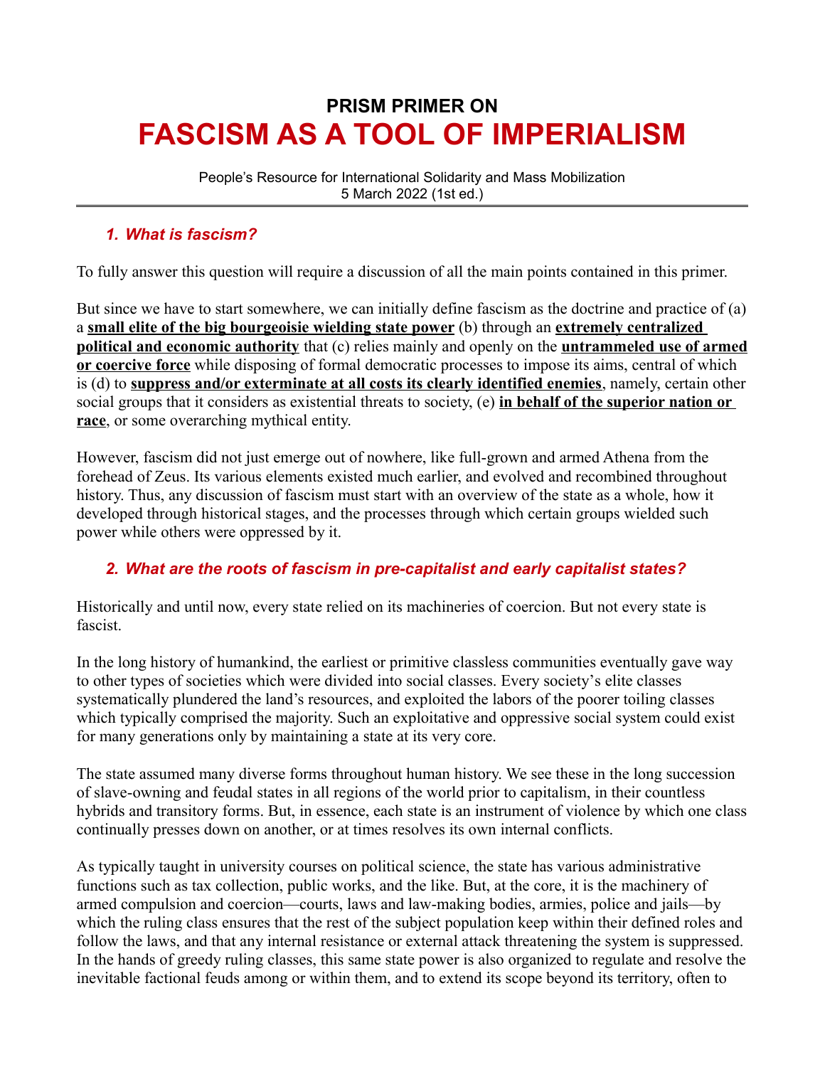# PRISM PRIMER ON
# FASCISM AS A TOOL OF IMPERIALISM

People's Resource for International Solidarity and Mass Mobilization
5 March 2022 (1st ed.)

---

### *1. What is fascism?*

To fully answer this question will require a discussion of all the main points contained in this primer.

But since we have to start somewhere, we can initially define fascism as the doctrine and practice of (a) a **small elite of the big bourgeoisie wielding state power** (b) through an **extremely centralized political and economic authority** that (c) relies mainly and openly on the **untrammeled use of armed or coercive force** while disposing of formal democratic processes to impose its aims, central of which is (d) to **suppress and/or exterminate at all costs its clearly identified enemies**, namely, certain other social groups that it considers as existential threats to society, (e) **in behalf of the superior nation or race**, or some overarching mythical entity.

However, fascism did not just emerge out of nowhere, like full-grown and armed Athena from the forehead of Zeus. Its various elements existed much earlier, and evolved and recombined throughout history. Thus, any discussion of fascism must start with an overview of the state as a whole, how it developed through historical stages, and the processes through which certain groups wielded such power while others were oppressed by it.

### *2. What are the roots of fascism in pre-capitalist and early capitalist states?*

Historically and until now, every state relied on its machineries of coercion. But not every state is fascist.

In the long history of humankind, the earliest or primitive classless communities eventually gave way to other types of societies which were divided into social classes. Every society's elite classes systematically plundered the land's resources, and exploited the labors of the poorer toiling classes which typically comprised the majority. Such an exploitative and oppressive social system could exist for many generations only by maintaining a state at its very core.

The state assumed many diverse forms throughout human history. We see these in the long succession of slave-owning and feudal states in all regions of the world prior to capitalism, in their countless hybrids and transitory forms. But, in essence, each state is an instrument of violence by which one class continually presses down on another, or at times resolves its own internal conflicts.

As typically taught in university courses on political science, the state has various administrative functions such as tax collection, public works, and the like. But, at the core, it is the machinery of armed compulsion and coercion—courts, laws and law-making bodies, armies, police and jails—by which the ruling class ensures that the rest of the subject population keep within their defined roles and follow the laws, and that any internal resistance or external attack threatening the system is suppressed. In the hands of greedy ruling classes, this same state power is also organized to regulate and resolve the inevitable factional feuds among or within them, and to extend its scope beyond its territory, often to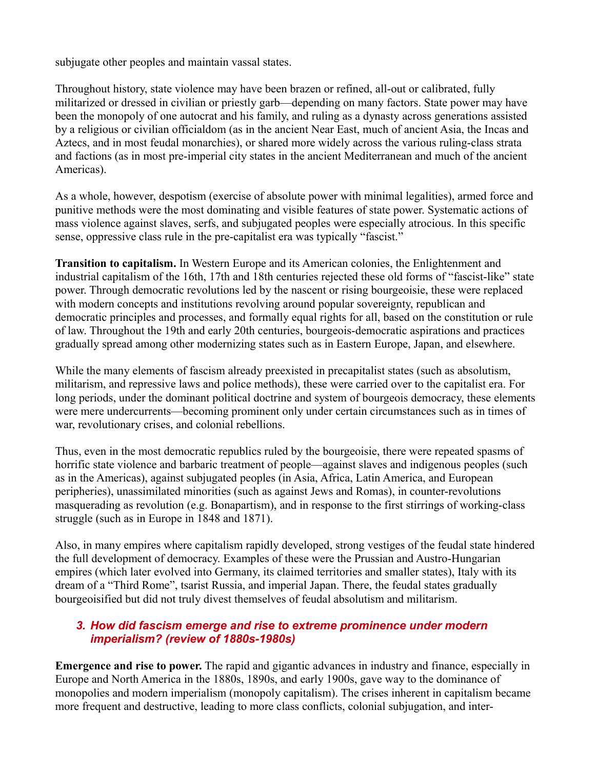subjugate other peoples and maintain vassal states.

Throughout history, state violence may have been brazen or refined, all-out or calibrated, fully militarized or dressed in civilian or priestly garb—depending on many factors. State power may have been the monopoly of one autocrat and his family, and ruling as a dynasty across generations assisted by a religious or civilian officialdom (as in the ancient Near East, much of ancient Asia, the Incas and Aztecs, and in most feudal monarchies), or shared more widely across the various ruling-class strata and factions (as in most pre-imperial city states in the ancient Mediterranean and much of the ancient Americas).

As a whole, however, despotism (exercise of absolute power with minimal legalities), armed force and punitive methods were the most dominating and visible features of state power. Systematic actions of mass violence against slaves, serfs, and subjugated peoples were especially atrocious. In this specific sense, oppressive class rule in the pre-capitalist era was typically "fascist."

**Transition to capitalism.** In Western Europe and its American colonies, the Enlightenment and industrial capitalism of the 16th, 17th and 18th centuries rejected these old forms of "fascist-like" state power. Through democratic revolutions led by the nascent or rising bourgeoisie, these were replaced with modern concepts and institutions revolving around popular sovereignty, republican and democratic principles and processes, and formally equal rights for all, based on the constitution or rule of law. Throughout the 19th and early 20th centuries, bourgeois-democratic aspirations and practices gradually spread among other modernizing states such as in Eastern Europe, Japan, and elsewhere.

While the many elements of fascism already preexisted in precapitalist states (such as absolutism, militarism, and repressive laws and police methods), these were carried over to the capitalist era. For long periods, under the dominant political doctrine and system of bourgeois democracy, these elements were mere undercurrents—becoming prominent only under certain circumstances such as in times of war, revolutionary crises, and colonial rebellions.

Thus, even in the most democratic republics ruled by the bourgeoisie, there were repeated spasms of horrific state violence and barbaric treatment of people—against slaves and indigenous peoples (such as in the Americas), against subjugated peoples (in Asia, Africa, Latin America, and European peripheries), unassimilated minorities (such as against Jews and Romas), in counter-revolutions masquerading as revolution (e.g. Bonapartism), and in response to the first stirrings of working-class struggle (such as in Europe in 1848 and 1871).

Also, in many empires where capitalism rapidly developed, strong vestiges of the feudal state hindered the full development of democracy. Examples of these were the Prussian and Austro-Hungarian empires (which later evolved into Germany, its claimed territories and smaller states), Italy with its dream of a "Third Rome", tsarist Russia, and imperial Japan. There, the feudal states gradually bourgeoisified but did not truly divest themselves of feudal absolutism and militarism.

### *3. How did fascism emerge and rise to extreme prominence under modern imperialism? (review of 1880s-1980s)*

**Emergence and rise to power.** The rapid and gigantic advances in industry and finance, especially in Europe and North America in the 1880s, 1890s, and early 1900s, gave way to the dominance of monopolies and modern imperialism (monopoly capitalism). The crises inherent in capitalism became more frequent and destructive, leading to more class conflicts, colonial subjugation, and inter-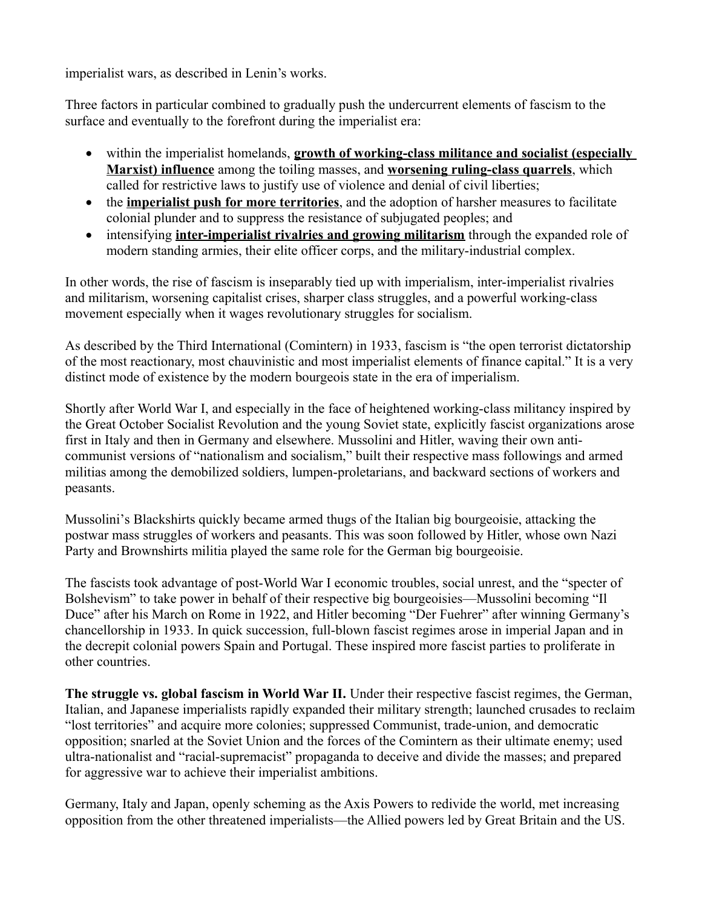imperialist wars, as described in Lenin's works.

Three factors in particular combined to gradually push the undercurrent elements of fascism to the surface and eventually to the forefront during the imperialist era:

- within the imperialist homelands, <u>**growth of working-class militance and socialist (especially Marxist) influence**</u> among the toiling masses, and <u>**worsening ruling-class quarrels**</u>, which called for restrictive laws to justify use of violence and denial of civil liberties;
- the <u>**imperialist push for more territories**</u>, and the adoption of harsher measures to facilitate colonial plunder and to suppress the resistance of subjugated peoples; and
- intensifying <u>**inter-imperialist rivalries and growing militarism**</u> through the expanded role of modern standing armies, their elite officer corps, and the military-industrial complex.

In other words, the rise of fascism is inseparably tied up with imperialism, inter-imperialist rivalries and militarism, worsening capitalist crises, sharper class struggles, and a powerful working-class movement especially when it wages revolutionary struggles for socialism.

As described by the Third International (Comintern) in 1933, fascism is "the open terrorist dictatorship of the most reactionary, most chauvinistic and most imperialist elements of finance capital." It is a very distinct mode of existence by the modern bourgeois state in the era of imperialism.

Shortly after World War I, and especially in the face of heightened working-class militancy inspired by the Great October Socialist Revolution and the young Soviet state, explicitly fascist organizations arose first in Italy and then in Germany and elsewhere. Mussolini and Hitler, waving their own anti-communist versions of "nationalism and socialism," built their respective mass followings and armed militias among the demobilized soldiers, lumpen-proletarians, and backward sections of workers and peasants.

Mussolini's Blackshirts quickly became armed thugs of the Italian big bourgeoisie, attacking the postwar mass struggles of workers and peasants. This was soon followed by Hitler, whose own Nazi Party and Brownshirts militia played the same role for the German big bourgeoisie.

The fascists took advantage of post-World War I economic troubles, social unrest, and the "specter of Bolshevism" to take power in behalf of their respective big bourgeoisies—Mussolini becoming "Il Duce" after his March on Rome in 1922, and Hitler becoming "Der Fuehrer" after winning Germany's chancellorship in 1933. In quick succession, full-blown fascist regimes arose in imperial Japan and in the decrepit colonial powers Spain and Portugal. These inspired more fascist parties to proliferate in other countries.

**The struggle vs. global fascism in World War II.** Under their respective fascist regimes, the German, Italian, and Japanese imperialists rapidly expanded their military strength; launched crusades to reclaim "lost territories" and acquire more colonies; suppressed Communist, trade-union, and democratic opposition; snarled at the Soviet Union and the forces of the Comintern as their ultimate enemy; used ultra-nationalist and "racial-supremacist" propaganda to deceive and divide the masses; and prepared for aggressive war to achieve their imperialist ambitions.

Germany, Italy and Japan, openly scheming as the Axis Powers to redivide the world, met increasing opposition from the other threatened imperialists—the Allied powers led by Great Britain and the US.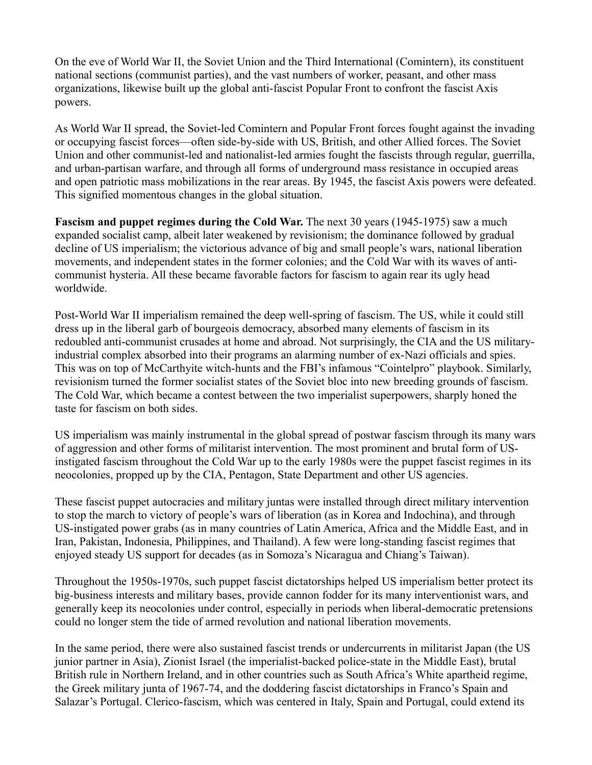On the eve of World War II, the Soviet Union and the Third International (Comintern), its constituent national sections (communist parties), and the vast numbers of worker, peasant, and other mass organizations, likewise built up the global anti-fascist Popular Front to confront the fascist Axis powers.

As World War II spread, the Soviet-led Comintern and Popular Front forces fought against the invading or occupying fascist forces—often side-by-side with US, British, and other Allied forces. The Soviet Union and other communist-led and nationalist-led armies fought the fascists through regular, guerrilla, and urban-partisan warfare, and through all forms of underground mass resistance in occupied areas and open patriotic mass mobilizations in the rear areas. By 1945, the fascist Axis powers were defeated. This signified momentous changes in the global situation.

**Fascism and puppet regimes during the Cold War.** The next 30 years (1945-1975) saw a much expanded socialist camp, albeit later weakened by revisionism; the dominance followed by gradual decline of US imperialism; the victorious advance of big and small people's wars, national liberation movements, and independent states in the former colonies; and the Cold War with its waves of anti-communist hysteria. All these became favorable factors for fascism to again rear its ugly head worldwide.

Post-World War II imperialism remained the deep well-spring of fascism. The US, while it could still dress up in the liberal garb of bourgeois democracy, absorbed many elements of fascism in its redoubled anti-communist crusades at home and abroad. Not surprisingly, the CIA and the US military-industrial complex absorbed into their programs an alarming number of ex-Nazi officials and spies. This was on top of McCarthyite witch-hunts and the FBI's infamous "Cointelpro" playbook. Similarly, revisionism turned the former socialist states of the Soviet bloc into new breeding grounds of fascism. The Cold War, which became a contest between the two imperialist superpowers, sharply honed the taste for fascism on both sides.

US imperialism was mainly instrumental in the global spread of postwar fascism through its many wars of aggression and other forms of militarist intervention. The most prominent and brutal form of US-instigated fascism throughout the Cold War up to the early 1980s were the puppet fascist regimes in its neocolonies, propped up by the CIA, Pentagon, State Department and other US agencies.

These fascist puppet autocracies and military juntas were installed through direct military intervention to stop the march to victory of people's wars of liberation (as in Korea and Indochina), and through US-instigated power grabs (as in many countries of Latin America, Africa and the Middle East, and in Iran, Pakistan, Indonesia, Philippines, and Thailand). A few were long-standing fascist regimes that enjoyed steady US support for decades (as in Somoza's Nicaragua and Chiang's Taiwan).

Throughout the 1950s-1970s, such puppet fascist dictatorships helped US imperialism better protect its big-business interests and military bases, provide cannon fodder for its many interventionist wars, and generally keep its neocolonies under control, especially in periods when liberal-democratic pretensions could no longer stem the tide of armed revolution and national liberation movements.

In the same period, there were also sustained fascist trends or undercurrents in militarist Japan (the US junior partner in Asia), Zionist Israel (the imperialist-backed police-state in the Middle East), brutal British rule in Northern Ireland, and in other countries such as South Africa's White apartheid regime, the Greek military junta of 1967-74, and the doddering fascist dictatorships in Franco's Spain and Salazar's Portugal. Clerico-fascism, which was centered in Italy, Spain and Portugal, could extend its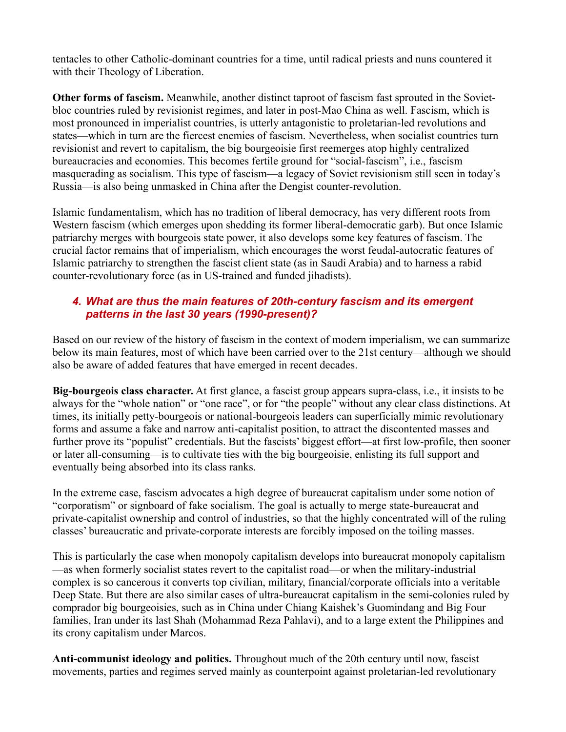tentacles to other Catholic-dominant countries for a time, until radical priests and nuns countered it with their Theology of Liberation.

**Other forms of fascism.** Meanwhile, another distinct taproot of fascism fast sprouted in the Soviet-bloc countries ruled by revisionist regimes, and later in post-Mao China as well. Fascism, which is most pronounced in imperialist countries, is utterly antagonistic to proletarian-led revolutions and states—which in turn are the fiercest enemies of fascism. Nevertheless, when socialist countries turn revisionist and revert to capitalism, the big bourgeoisie first reemerges atop highly centralized bureaucracies and economies. This becomes fertile ground for "social-fascism", i.e., fascism masquerading as socialism. This type of fascism—a legacy of Soviet revisionism still seen in today's Russia—is also being unmasked in China after the Dengist counter-revolution.

Islamic fundamentalism, which has no tradition of liberal democracy, has very different roots from Western fascism (which emerges upon shedding its former liberal-democratic garb). But once Islamic patriarchy merges with bourgeois state power, it also develops some key features of fascism. The crucial factor remains that of imperialism, which encourages the worst feudal-autocratic features of Islamic patriarchy to strengthen the fascist client state (as in Saudi Arabia) and to harness a rabid counter-revolutionary force (as in US-trained and funded jihadists).

### *4. What are thus the main features of 20th-century fascism and its emergent patterns in the last 30 years (1990-present)?*

Based on our review of the history of fascism in the context of modern imperialism, we can summarize below its main features, most of which have been carried over to the 21st century—although we should also be aware of added features that have emerged in recent decades.

**Big-bourgeois class character.** At first glance, a fascist group appears supra-class, i.e., it insists to be always for the "whole nation" or "one race", or for "the people" without any clear class distinctions. At times, its initially petty-bourgeois or national-bourgeois leaders can superficially mimic revolutionary forms and assume a fake and narrow anti-capitalist position, to attract the discontented masses and further prove its "populist" credentials. But the fascists' biggest effort—at first low-profile, then sooner or later all-consuming—is to cultivate ties with the big bourgeoisie, enlisting its full support and eventually being absorbed into its class ranks.

In the extreme case, fascism advocates a high degree of bureaucrat capitalism under some notion of "corporatism" or signboard of fake socialism. The goal is actually to merge state-bureaucrat and private-capitalist ownership and control of industries, so that the highly concentrated will of the ruling classes' bureaucratic and private-corporate interests are forcibly imposed on the toiling masses.

This is particularly the case when monopoly capitalism develops into bureaucrat monopoly capitalism—as when formerly socialist states revert to the capitalist road—or when the military-industrial complex is so cancerous it converts top civilian, military, financial/corporate officials into a veritable Deep State. But there are also similar cases of ultra-bureaucrat capitalism in the semi-colonies ruled by comprador big bourgeoisies, such as in China under Chiang Kaishek's Guomindang and Big Four families, Iran under its last Shah (Mohammad Reza Pahlavi), and to a large extent the Philippines and its crony capitalism under Marcos.

**Anti-communist ideology and politics.** Throughout much of the 20th century until now, fascist movements, parties and regimes served mainly as counterpoint against proletarian-led revolutionary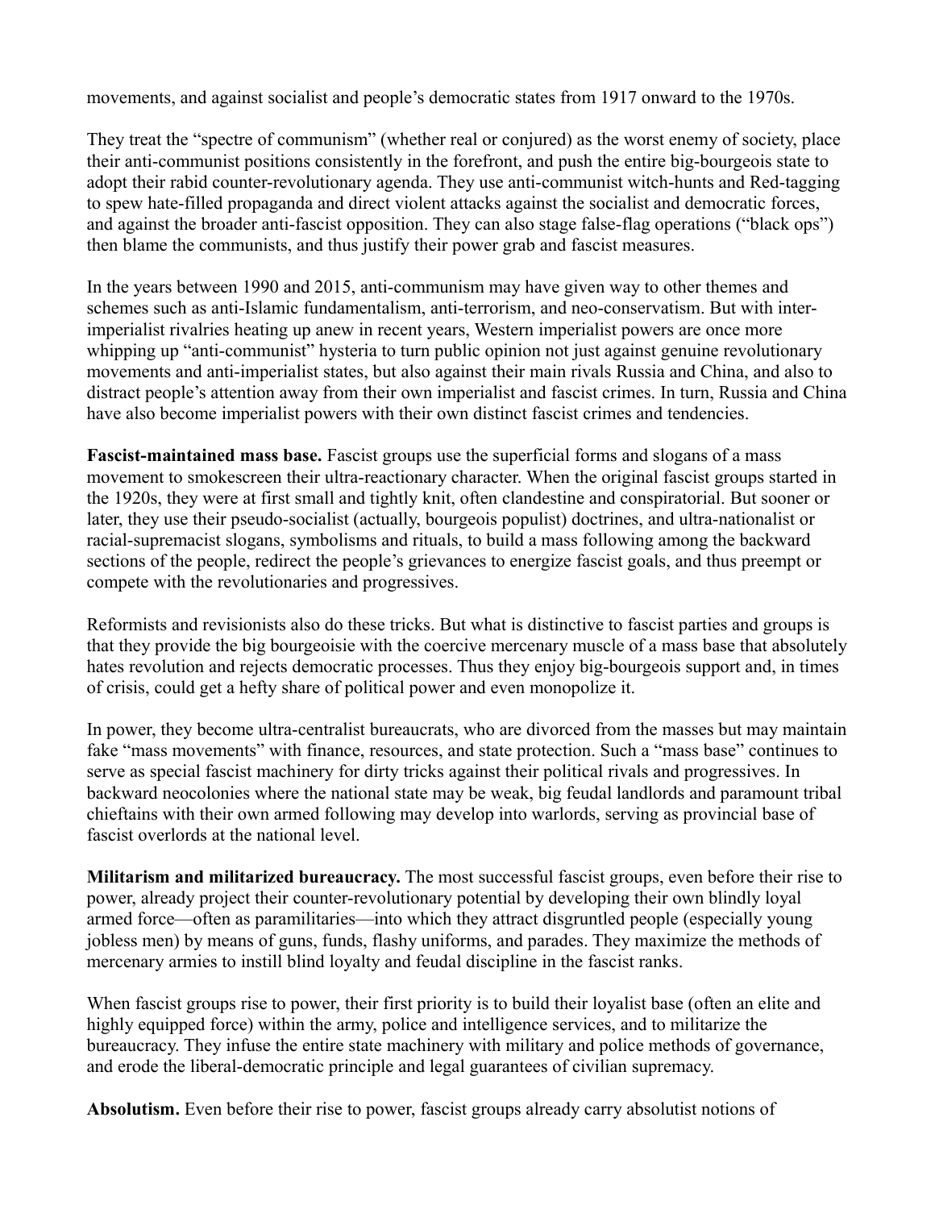movements, and against socialist and people's democratic states from 1917 onward to the 1970s.

They treat the "spectre of communism" (whether real or conjured) as the worst enemy of society, place their anti-communist positions consistently in the forefront, and push the entire big-bourgeois state to adopt their rabid counter-revolutionary agenda. They use anti-communist witch-hunts and Red-tagging to spew hate-filled propaganda and direct violent attacks against the socialist and democratic forces, and against the broader anti-fascist opposition. They can also stage false-flag operations ("black ops") then blame the communists, and thus justify their power grab and fascist measures.

In the years between 1990 and 2015, anti-communism may have given way to other themes and schemes such as anti-Islamic fundamentalism, anti-terrorism, and neo-conservatism. But with inter-imperialist rivalries heating up anew in recent years, Western imperialist powers are once more whipping up "anti-communist" hysteria to turn public opinion not just against genuine revolutionary movements and anti-imperialist states, but also against their main rivals Russia and China, and also to distract people's attention away from their own imperialist and fascist crimes. In turn, Russia and China have also become imperialist powers with their own distinct fascist crimes and tendencies.

**Fascist-maintained mass base.** Fascist groups use the superficial forms and slogans of a mass movement to smokescreen their ultra-reactionary character. When the original fascist groups started in the 1920s, they were at first small and tightly knit, often clandestine and conspiratorial. But sooner or later, they use their pseudo-socialist (actually, bourgeois populist) doctrines, and ultra-nationalist or racial-supremacist slogans, symbolisms and rituals, to build a mass following among the backward sections of the people, redirect the people's grievances to energize fascist goals, and thus preempt or compete with the revolutionaries and progressives.

Reformists and revisionists also do these tricks. But what is distinctive to fascist parties and groups is that they provide the big bourgeoisie with the coercive mercenary muscle of a mass base that absolutely hates revolution and rejects democratic processes. Thus they enjoy big-bourgeois support and, in times of crisis, could get a hefty share of political power and even monopolize it.

In power, they become ultra-centralist bureaucrats, who are divorced from the masses but may maintain fake "mass movements" with finance, resources, and state protection. Such a "mass base" continues to serve as special fascist machinery for dirty tricks against their political rivals and progressives. In backward neocolonies where the national state may be weak, big feudal landlords and paramount tribal chieftains with their own armed following may develop into warlords, serving as provincial base of fascist overlords at the national level.

**Militarism and militarized bureaucracy.** The most successful fascist groups, even before their rise to power, already project their counter-revolutionary potential by developing their own blindly loyal armed force—often as paramilitaries—into which they attract disgruntled people (especially young jobless men) by means of guns, funds, flashy uniforms, and parades. They maximize the methods of mercenary armies to instill blind loyalty and feudal discipline in the fascist ranks.

When fascist groups rise to power, their first priority is to build their loyalist base (often an elite and highly equipped force) within the army, police and intelligence services, and to militarize the bureaucracy. They infuse the entire state machinery with military and police methods of governance, and erode the liberal-democratic principle and legal guarantees of civilian supremacy.

**Absolutism.** Even before their rise to power, fascist groups already carry absolutist notions of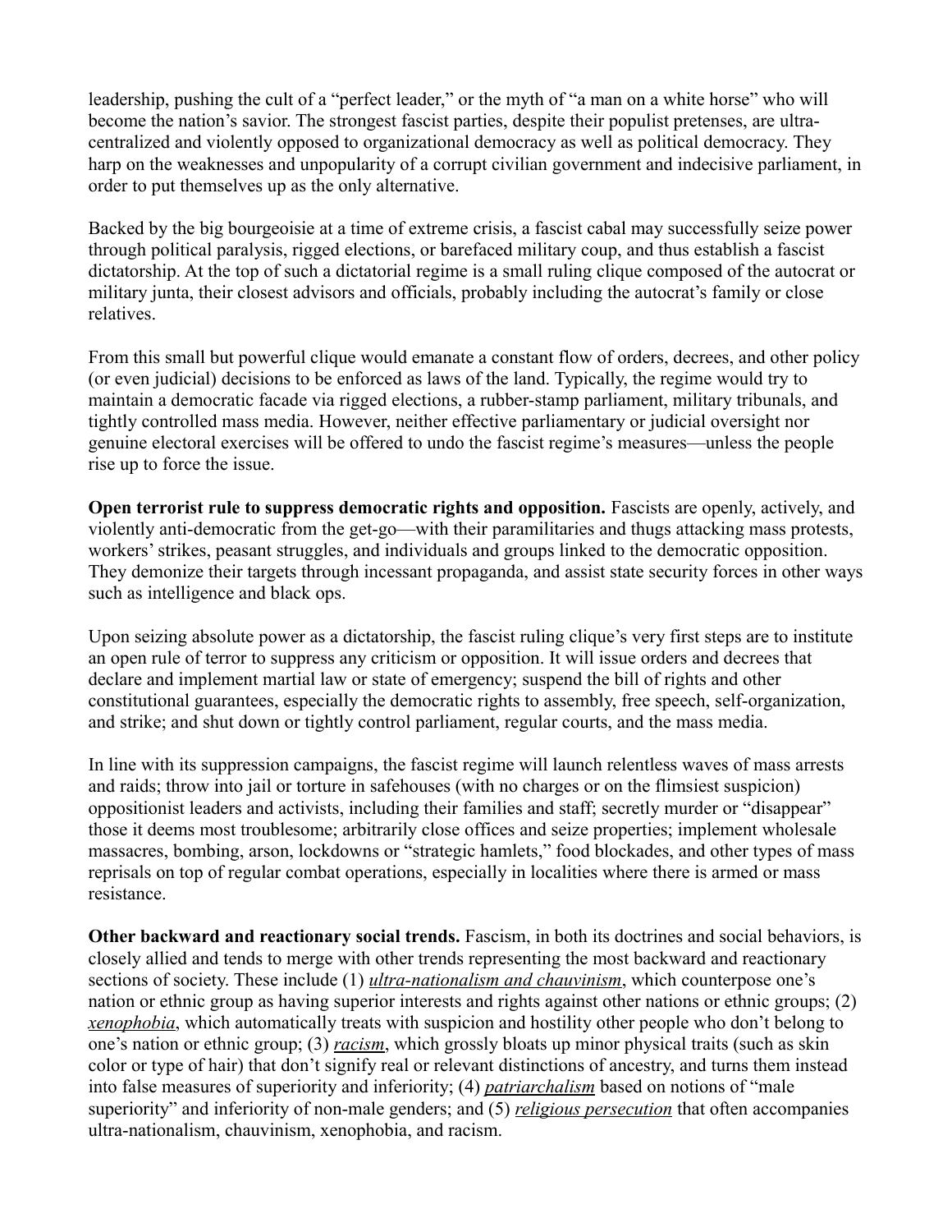leadership, pushing the cult of a "perfect leader," or the myth of "a man on a white horse" who will become the nation's savior. The strongest fascist parties, despite their populist pretenses, are ultra-centralized and violently opposed to organizational democracy as well as political democracy. They harp on the weaknesses and unpopularity of a corrupt civilian government and indecisive parliament, in order to put themselves up as the only alternative.

Backed by the big bourgeoisie at a time of extreme crisis, a fascist cabal may successfully seize power through political paralysis, rigged elections, or barefaced military coup, and thus establish a fascist dictatorship. At the top of such a dictatorial regime is a small ruling clique composed of the autocrat or military junta, their closest advisors and officials, probably including the autocrat's family or close relatives.

From this small but powerful clique would emanate a constant flow of orders, decrees, and other policy (or even judicial) decisions to be enforced as laws of the land. Typically, the regime would try to maintain a democratic facade via rigged elections, a rubber-stamp parliament, military tribunals, and tightly controlled mass media. However, neither effective parliamentary or judicial oversight nor genuine electoral exercises will be offered to undo the fascist regime's measures—unless the people rise up to force the issue.

**Open terrorist rule to suppress democratic rights and opposition.** Fascists are openly, actively, and violently anti-democratic from the get-go—with their paramilitaries and thugs attacking mass protests, workers' strikes, peasant struggles, and individuals and groups linked to the democratic opposition. They demonize their targets through incessant propaganda, and assist state security forces in other ways such as intelligence and black ops.

Upon seizing absolute power as a dictatorship, the fascist ruling clique's very first steps are to institute an open rule of terror to suppress any criticism or opposition. It will issue orders and decrees that declare and implement martial law or state of emergency; suspend the bill of rights and other constitutional guarantees, especially the democratic rights to assembly, free speech, self-organization, and strike; and shut down or tightly control parliament, regular courts, and the mass media.

In line with its suppression campaigns, the fascist regime will launch relentless waves of mass arrests and raids; throw into jail or torture in safehouses (with no charges or on the flimsiest suspicion) oppositionist leaders and activists, including their families and staff; secretly murder or "disappear" those it deems most troublesome; arbitrarily close offices and seize properties; implement wholesale massacres, bombing, arson, lockdowns or "strategic hamlets," food blockades, and other types of mass reprisals on top of regular combat operations, especially in localities where there is armed or mass resistance.

**Other backward and reactionary social trends.** Fascism, in both its doctrines and social behaviors, is closely allied and tends to merge with other trends representing the most backward and reactionary sections of society. These include (1) *ultra-nationalism and chauvinism*, which counterpose one's nation or ethnic group as having superior interests and rights against other nations or ethnic groups; (2) *xenophobia*, which automatically treats with suspicion and hostility other people who don't belong to one's nation or ethnic group; (3) *racism*, which grossly bloats up minor physical traits (such as skin color or type of hair) that don't signify real or relevant distinctions of ancestry, and turns them instead into false measures of superiority and inferiority; (4) *patriarchalism* based on notions of "male superiority" and inferiority of non-male genders; and (5) *religious persecution* that often accompanies ultra-nationalism, chauvinism, xenophobia, and racism.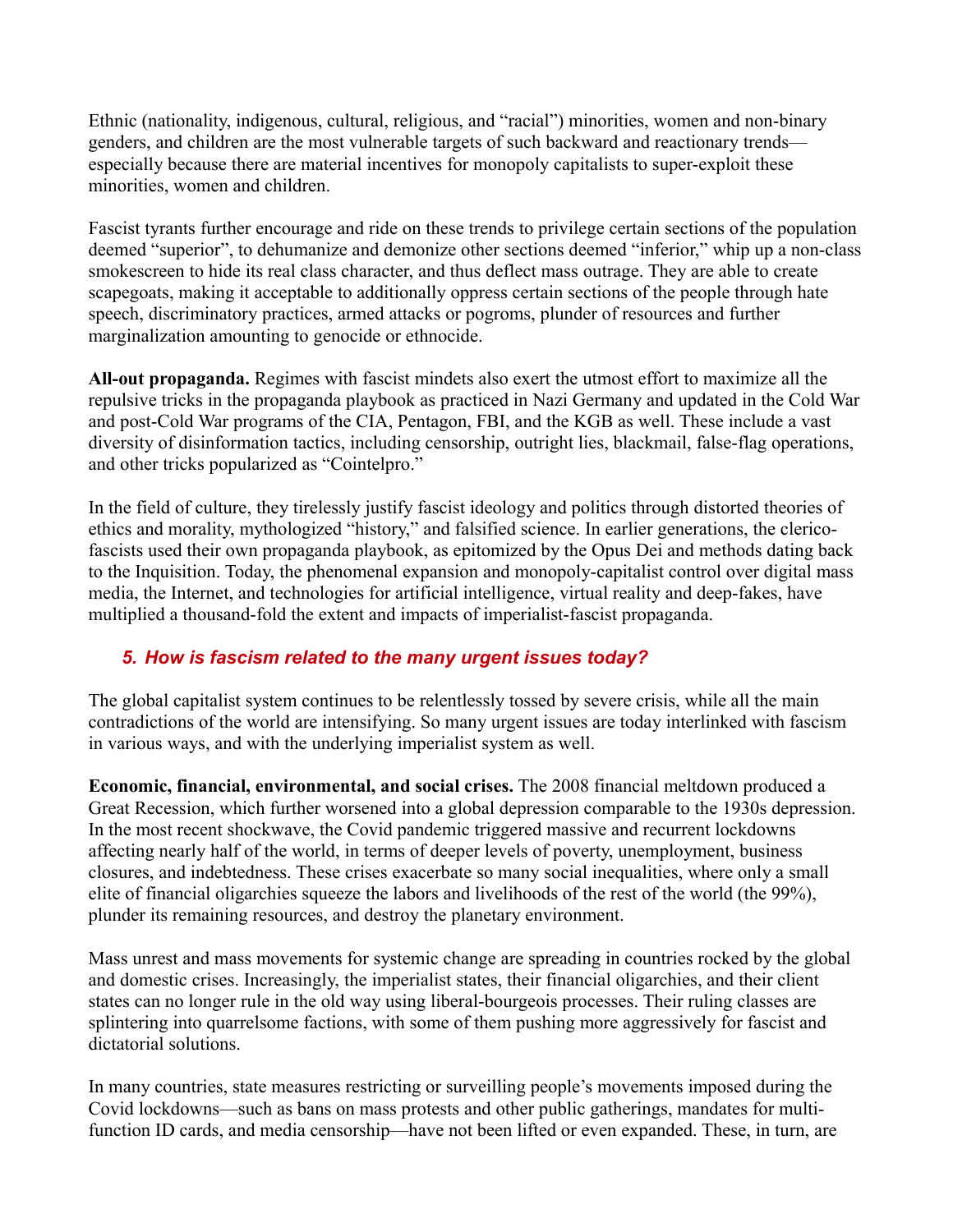Ethnic (nationality, indigenous, cultural, religious, and "racial") minorities, women and non-binary genders, and children are the most vulnerable targets of such backward and reactionary trends—especially because there are material incentives for monopoly capitalists to super-exploit these minorities, women and children.

Fascist tyrants further encourage and ride on these trends to privilege certain sections of the population deemed "superior", to dehumanize and demonize other sections deemed "inferior," whip up a non-class smokescreen to hide its real class character, and thus deflect mass outrage. They are able to create scapegoats, making it acceptable to additionally oppress certain sections of the people through hate speech, discriminatory practices, armed attacks or pogroms, plunder of resources and further marginalization amounting to genocide or ethnocide.

**All-out propaganda.** Regimes with fascist mindets also exert the utmost effort to maximize all the repulsive tricks in the propaganda playbook as practiced in Nazi Germany and updated in the Cold War and post-Cold War programs of the CIA, Pentagon, FBI, and the KGB as well. These include a vast diversity of disinformation tactics, including censorship, outright lies, blackmail, false-flag operations, and other tricks popularized as "Cointelpro."

In the field of culture, they tirelessly justify fascist ideology and politics through distorted theories of ethics and morality, mythologized "history," and falsified science. In earlier generations, the clerico-fascists used their own propaganda playbook, as epitomized by the Opus Dei and methods dating back to the Inquisition. Today, the phenomenal expansion and monopoly-capitalist control over digital mass media, the Internet, and technologies for artificial intelligence, virtual reality and deep-fakes, have multiplied a thousand-fold the extent and impacts of imperialist-fascist propaganda.

### *5. How is fascism related to the many urgent issues today?*

The global capitalist system continues to be relentlessly tossed by severe crisis, while all the main contradictions of the world are intensifying. So many urgent issues are today interlinked with fascism in various ways, and with the underlying imperialist system as well.

**Economic, financial, environmental, and social crises.** The 2008 financial meltdown produced a Great Recession, which further worsened into a global depression comparable to the 1930s depression. In the most recent shockwave, the Covid pandemic triggered massive and recurrent lockdowns affecting nearly half of the world, in terms of deeper levels of poverty, unemployment, business closures, and indebtedness. These crises exacerbate so many social inequalities, where only a small elite of financial oligarchies squeeze the labors and livelihoods of the rest of the world (the 99%), plunder its remaining resources, and destroy the planetary environment.

Mass unrest and mass movements for systemic change are spreading in countries rocked by the global and domestic crises. Increasingly, the imperialist states, their financial oligarchies, and their client states can no longer rule in the old way using liberal-bourgeois processes. Their ruling classes are splintering into quarrelsome factions, with some of them pushing more aggressively for fascist and dictatorial solutions.

In many countries, state measures restricting or surveilling people's movements imposed during the Covid lockdowns—such as bans on mass protests and other public gatherings, mandates for multi-function ID cards, and media censorship—have not been lifted or even expanded. These, in turn, are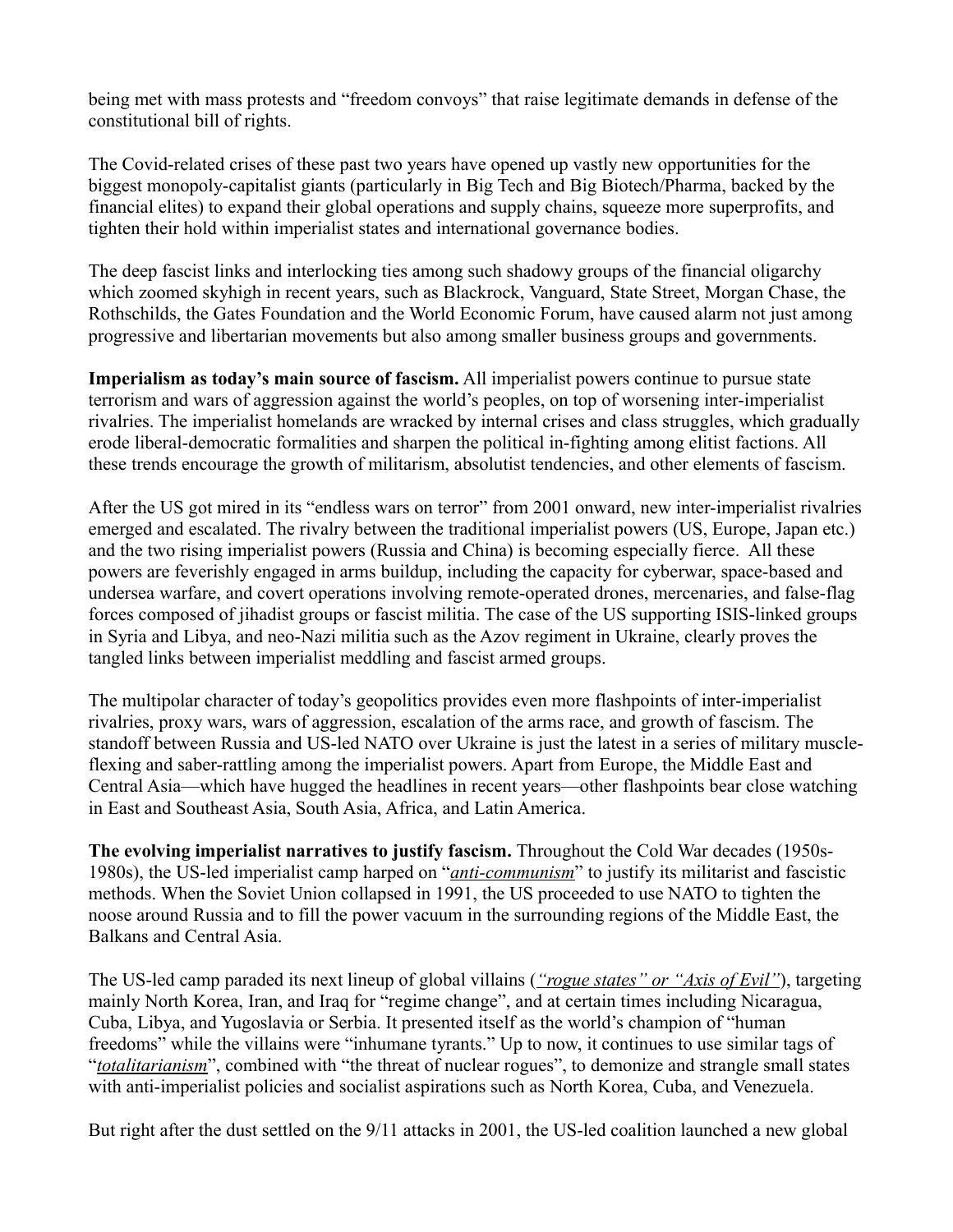being met with mass protests and "freedom convoys" that raise legitimate demands in defense of the constitutional bill of rights.

The Covid-related crises of these past two years have opened up vastly new opportunities for the biggest monopoly-capitalist giants (particularly in Big Tech and Big Biotech/Pharma, backed by the financial elites) to expand their global operations and supply chains, squeeze more superprofits, and tighten their hold within imperialist states and international governance bodies.

The deep fascist links and interlocking ties among such shadowy groups of the financial oligarchy which zoomed skyhigh in recent years, such as Blackrock, Vanguard, State Street, Morgan Chase, the Rothschilds, the Gates Foundation and the World Economic Forum, have caused alarm not just among progressive and libertarian movements but also among smaller business groups and governments.

**Imperialism as today's main source of fascism.** All imperialist powers continue to pursue state terrorism and wars of aggression against the world's peoples, on top of worsening inter-imperialist rivalries. The imperialist homelands are wracked by internal crises and class struggles, which gradually erode liberal-democratic formalities and sharpen the political in-fighting among elitist factions. All these trends encourage the growth of militarism, absolutist tendencies, and other elements of fascism.

After the US got mired in its "endless wars on terror" from 2001 onward, new inter-imperialist rivalries emerged and escalated. The rivalry between the traditional imperialist powers (US, Europe, Japan etc.) and the two rising imperialist powers (Russia and China) is becoming especially fierce. All these powers are feverishly engaged in arms buildup, including the capacity for cyberwar, space-based and undersea warfare, and covert operations involving remote-operated drones, mercenaries, and false-flag forces composed of jihadist groups or fascist militia. The case of the US supporting ISIS-linked groups in Syria and Libya, and neo-Nazi militia such as the Azov regiment in Ukraine, clearly proves the tangled links between imperialist meddling and fascist armed groups.

The multipolar character of today's geopolitics provides even more flashpoints of inter-imperialist rivalries, proxy wars, wars of aggression, escalation of the arms race, and growth of fascism. The standoff between Russia and US-led NATO over Ukraine is just the latest in a series of military muscle-flexing and saber-rattling among the imperialist powers. Apart from Europe, the Middle East and Central Asia—which have hugged the headlines in recent years—other flashpoints bear close watching in East and Southeast Asia, South Asia, Africa, and Latin America.

**The evolving imperialist narratives to justify fascism.** Throughout the Cold War decades (1950s-1980s), the US-led imperialist camp harped on "*anti-communism*" to justify its militarist and fascistic methods. When the Soviet Union collapsed in 1991, the US proceeded to use NATO to tighten the noose around Russia and to fill the power vacuum in the surrounding regions of the Middle East, the Balkans and Central Asia.

The US-led camp paraded its next lineup of global villains (*"rogue states" or "Axis of Evil"*), targeting mainly North Korea, Iran, and Iraq for "regime change", and at certain times including Nicaragua, Cuba, Libya, and Yugoslavia or Serbia. It presented itself as the world's champion of "human freedoms" while the villains were "inhumane tyrants." Up to now, it continues to use similar tags of "*totalitarianism*", combined with "the threat of nuclear rogues", to demonize and strangle small states with anti-imperialist policies and socialist aspirations such as North Korea, Cuba, and Venezuela.

But right after the dust settled on the 9/11 attacks in 2001, the US-led coalition launched a new global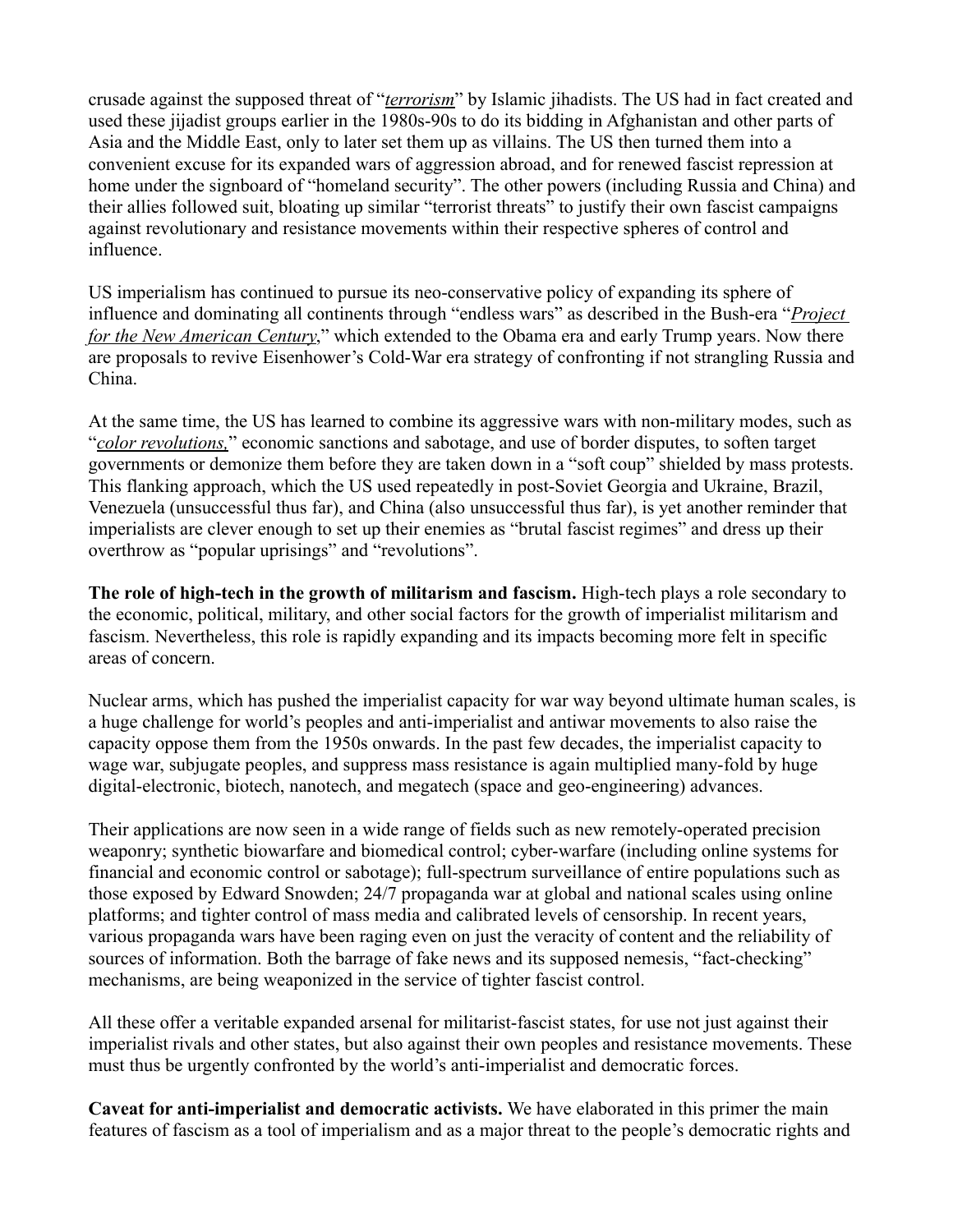crusade against the supposed threat of "*terrorism*" by Islamic jihadists. The US had in fact created and used these jijadist groups earlier in the 1980s-90s to do its bidding in Afghanistan and other parts of Asia and the Middle East, only to later set them up as villains. The US then turned them into a convenient excuse for its expanded wars of aggression abroad, and for renewed fascist repression at home under the signboard of "homeland security". The other powers (including Russia and China) and their allies followed suit, bloating up similar "terrorist threats" to justify their own fascist campaigns against revolutionary and resistance movements within their respective spheres of control and influence.

US imperialism has continued to pursue its neo-conservative policy of expanding its sphere of influence and dominating all continents through "endless wars" as described in the Bush-era "*Project for the New American Century*," which extended to the Obama era and early Trump years. Now there are proposals to revive Eisenhower's Cold-War era strategy of confronting if not strangling Russia and China.

At the same time, the US has learned to combine its aggressive wars with non-military modes, such as "*color revolutions,*" economic sanctions and sabotage, and use of border disputes, to soften target governments or demonize them before they are taken down in a "soft coup" shielded by mass protests. This flanking approach, which the US used repeatedly in post-Soviet Georgia and Ukraine, Brazil, Venezuela (unsuccessful thus far), and China (also unsuccessful thus far), is yet another reminder that imperialists are clever enough to set up their enemies as "brutal fascist regimes" and dress up their overthrow as "popular uprisings" and "revolutions".

**The role of high-tech in the growth of militarism and fascism.** High-tech plays a role secondary to the economic, political, military, and other social factors for the growth of imperialist militarism and fascism. Nevertheless, this role is rapidly expanding and its impacts becoming more felt in specific areas of concern.

Nuclear arms, which has pushed the imperialist capacity for war way beyond ultimate human scales, is a huge challenge for world's peoples and anti-imperialist and antiwar movements to also raise the capacity oppose them from the 1950s onwards. In the past few decades, the imperialist capacity to wage war, subjugate peoples, and suppress mass resistance is again multiplied many-fold by huge digital-electronic, biotech, nanotech, and megatech (space and geo-engineering) advances.

Their applications are now seen in a wide range of fields such as new remotely-operated precision weaponry; synthetic biowarfare and biomedical control; cyber-warfare (including online systems for financial and economic control or sabotage); full-spectrum surveillance of entire populations such as those exposed by Edward Snowden; 24/7 propaganda war at global and national scales using online platforms; and tighter control of mass media and calibrated levels of censorship. In recent years, various propaganda wars have been raging even on just the veracity of content and the reliability of sources of information. Both the barrage of fake news and its supposed nemesis, "fact-checking" mechanisms, are being weaponized in the service of tighter fascist control.

All these offer a veritable expanded arsenal for militarist-fascist states, for use not just against their imperialist rivals and other states, but also against their own peoples and resistance movements. These must thus be urgently confronted by the world's anti-imperialist and democratic forces.

**Caveat for anti-imperialist and democratic activists.** We have elaborated in this primer the main features of fascism as a tool of imperialism and as a major threat to the people's democratic rights and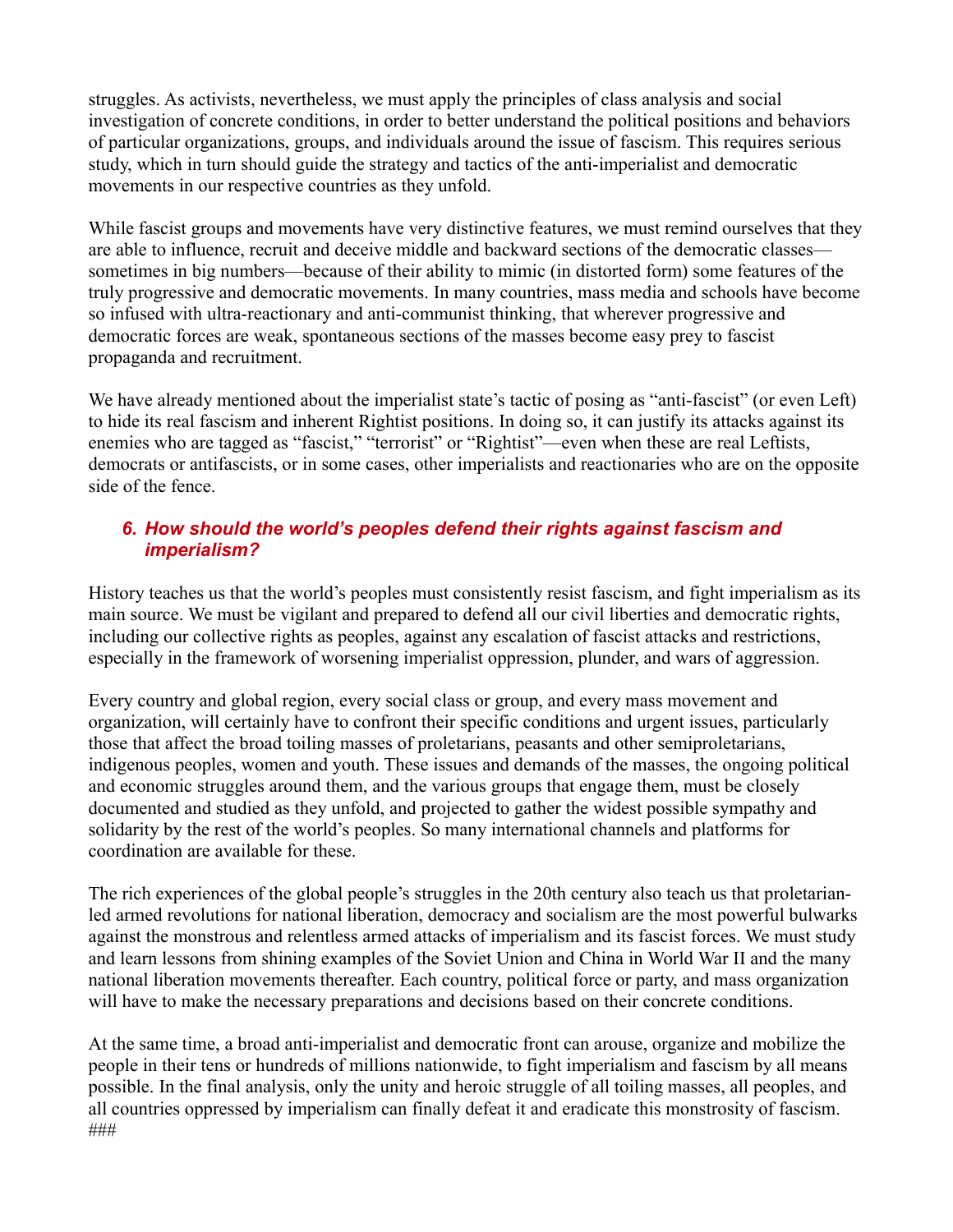struggles. As activists, nevertheless, we must apply the principles of class analysis and social investigation of concrete conditions, in order to better understand the political positions and behaviors of particular organizations, groups, and individuals around the issue of fascism. This requires serious study, which in turn should guide the strategy and tactics of the anti-imperialist and democratic movements in our respective countries as they unfold.

While fascist groups and movements have very distinctive features, we must remind ourselves that they are able to influence, recruit and deceive middle and backward sections of the democratic classes—sometimes in big numbers—because of their ability to mimic (in distorted form) some features of the truly progressive and democratic movements. In many countries, mass media and schools have become so infused with ultra-reactionary and anti-communist thinking, that wherever progressive and democratic forces are weak, spontaneous sections of the masses become easy prey to fascist propaganda and recruitment.

We have already mentioned about the imperialist state's tactic of posing as "anti-fascist" (or even Left) to hide its real fascism and inherent Rightist positions. In doing so, it can justify its attacks against its enemies who are tagged as "fascist," "terrorist" or "Rightist"—even when these are real Leftists, democrats or antifascists, or in some cases, other imperialists and reactionaries who are on the opposite side of the fence.

### *6. How should the world's peoples defend their rights against fascism and imperialism?*

History teaches us that the world's peoples must consistently resist fascism, and fight imperialism as its main source. We must be vigilant and prepared to defend all our civil liberties and democratic rights, including our collective rights as peoples, against any escalation of fascist attacks and restrictions, especially in the framework of worsening imperialist oppression, plunder, and wars of aggression.

Every country and global region, every social class or group, and every mass movement and organization, will certainly have to confront their specific conditions and urgent issues, particularly those that affect the broad toiling masses of proletarians, peasants and other semiproletarians, indigenous peoples, women and youth. These issues and demands of the masses, the ongoing political and economic struggles around them, and the various groups that engage them, must be closely documented and studied as they unfold, and projected to gather the widest possible sympathy and solidarity by the rest of the world's peoples. So many international channels and platforms for coordination are available for these.

The rich experiences of the global people's struggles in the 20th century also teach us that proletarian-led armed revolutions for national liberation, democracy and socialism are the most powerful bulwarks against the monstrous and relentless armed attacks of imperialism and its fascist forces. We must study and learn lessons from shining examples of the Soviet Union and China in World War II and the many national liberation movements thereafter. Each country, political force or party, and mass organization will have to make the necessary preparations and decisions based on their concrete conditions.

At the same time, a broad anti-imperialist and democratic front can arouse, organize and mobilize the people in their tens or hundreds of millions nationwide, to fight imperialism and fascism by all means possible. In the final analysis, only the unity and heroic struggle of all toiling masses, all peoples, and all countries oppressed by imperialism can finally defeat it and eradicate this monstrosity of fascism.
###